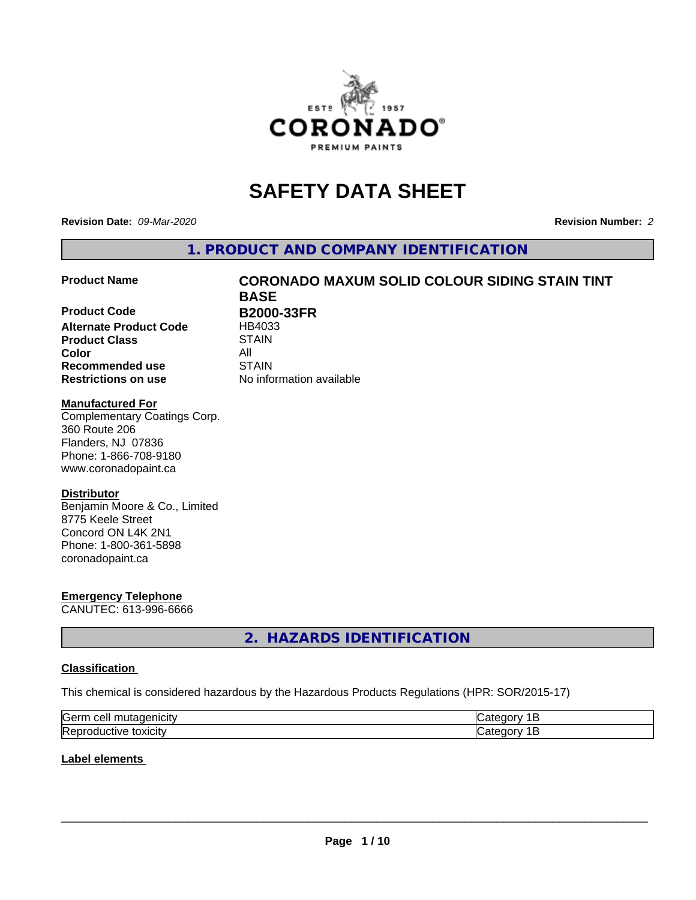# SAFETY DATA SHEET

**Revision Date:** *09-Mar-2020* **Revision Number:** *2*

## 1. PRODUCT AND COMPANY IDENTIFICATION

| | |
|---|---|
| **Product Name** | **CORONADO MAXUM SOLID COLOUR SIDING STAIN TINT BASE** |
| **Product Code** | **B2000-33FR** |
| **Alternate Product Code** | HB4033 |
| **Product Class** | STAIN |
| **Color** | All |
| **Recommended use** | STAIN |
| **Restrictions on use** | No information available |

**Manufactured For**
Complementary Coatings Corp.
360 Route 206
Flanders, NJ 07836
Phone: 1-866-708-9180
www.coronadopaint.ca

**Distributor**
Benjamin Moore & Co., Limited
8775 Keele Street
Concord ON L4K 2N1
Phone: 1-800-361-5898
coronadopaint.ca

**Emergency Telephone**
CANUTEC: 613-996-6666

## 2. HAZARDS IDENTIFICATION

**Classification**

This chemical is considered hazardous by the Hazardous Products Regulations (HPR: SOR/2015-17)

| | |
|---|---|
| Germ cell mutagenicity | Category 1B |
| Reproductive toxicity | Category 1B |

**Label elements**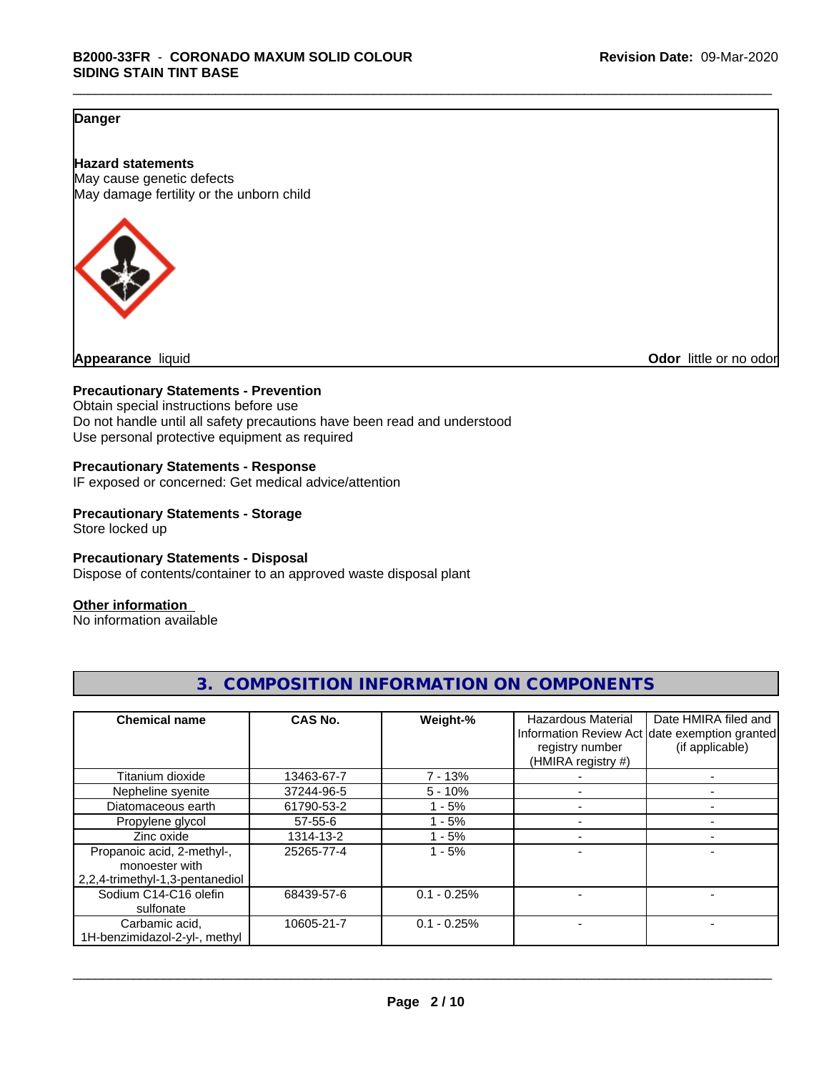**Danger**

**Hazard statements**
May cause genetic defects
May damage fertility or the unborn child

**Appearance** liquid

**Odor** little or no odor

**Precautionary Statements - Prevention**
Obtain special instructions before use
Do not handle until all safety precautions have been read and understood
Use personal protective equipment as required

**Precautionary Statements - Response**
IF exposed or concerned: Get medical advice/attention

**Precautionary Statements - Storage**
Store locked up

**Precautionary Statements - Disposal**
Dispose of contents/container to an approved waste disposal plant

**Other information**
No information available

## 3. COMPOSITION INFORMATION ON COMPONENTS

| Chemical name | CAS No. | Weight-% | Hazardous Material Information Review Act registry number (HMIRA registry #) | Date HMIRA filed and date exemption granted (if applicable) |
|---|---|---|---|---|
| Titanium dioxide | 13463-67-7 | 7 - 13% | - | - |
| Nepheline syenite | 37244-96-5 | 5 - 10% | - | - |
| Diatomaceous earth | 61790-53-2 | 1 - 5% | - | - |
| Propylene glycol | 57-55-6 | 1 - 5% | - | - |
| Zinc oxide | 1314-13-2 | 1 - 5% | - | - |
| Propanoic acid, 2-methyl-, monoester with 2,2,4-trimethyl-1,3-pentanediol | 25265-77-4 | 1 - 5% | - | - |
| Sodium C14-C16 olefin sulfonate | 68439-57-6 | 0.1 - 0.25% | - | - |
| Carbamic acid, 1H-benzimidazol-2-yl-, methyl | 10605-21-7 | 0.1 - 0.25% | - | - |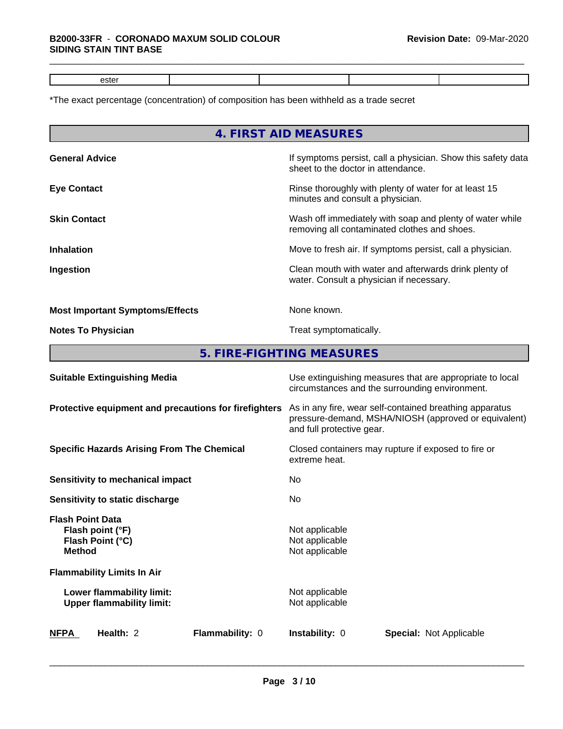| ester | | | | |
|---|---|---|---|---|

*The exact percentage (concentration) of composition has been withheld as a trade secret

## 4. FIRST AID MEASURES

**General Advice**: If symptoms persist, call a physician. Show this safety data sheet to the doctor in attendance.

**Eye Contact**: Rinse thoroughly with plenty of water for at least 15 minutes and consult a physician.

**Skin Contact**: Wash off immediately with soap and plenty of water while removing all contaminated clothes and shoes.

**Inhalation**: Move to fresh air. If symptoms persist, call a physician.

**Ingestion**: Clean mouth with water and afterwards drink plenty of water. Consult a physician if necessary.

**Most Important Symptoms/Effects**: None known.

**Notes To Physician**: Treat symptomatically.

## 5. FIRE-FIGHTING MEASURES

**Suitable Extinguishing Media**: Use extinguishing measures that are appropriate to local circumstances and the surrounding environment.

**Protective equipment and precautions for firefighters**: As in any fire, wear self-contained breathing apparatus pressure-demand, MSHA/NIOSH (approved or equivalent) and full protective gear.

**Specific Hazards Arising From The Chemical**: Closed containers may rupture if exposed to fire or extreme heat.

**Sensitivity to mechanical impact**: No

**Sensitivity to static discharge**: No

**Flash Point Data**
- **Flash point (°F)**: Not applicable
- **Flash Point (°C)**: Not applicable
- **Method**: Not applicable

**Flammability Limits In Air**
- **Lower flammability limit:** Not applicable
- **Upper flammability limit:** Not applicable

| **NFPA** | **Health:** 2 | **Flammability:** 0 | **Instability:** 0 | **Special:** Not Applicable |
|---|---|---|---|---|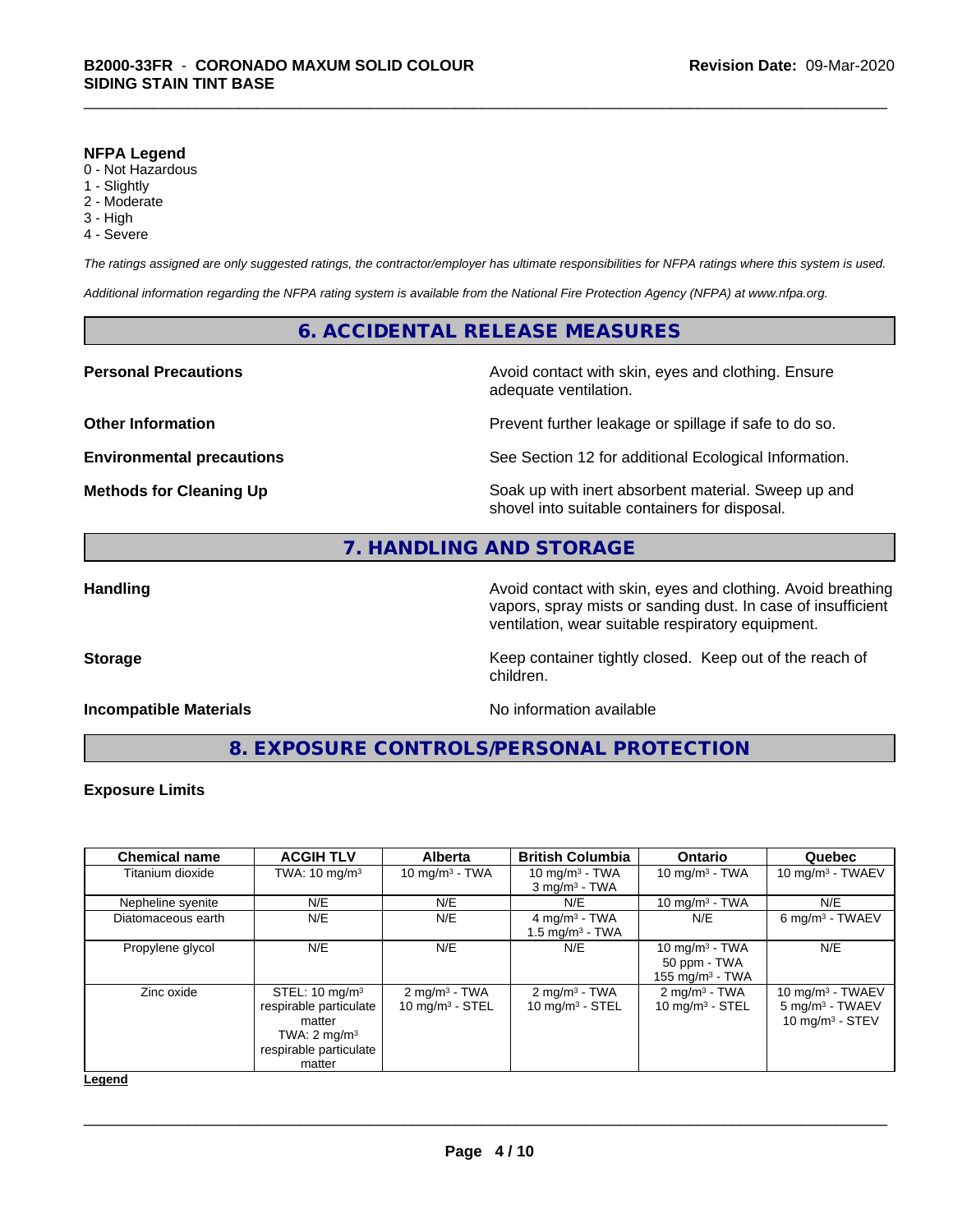**NFPA Legend**
0 - Not Hazardous
1 - Slightly
2 - Moderate
3 - High
4 - Severe

*The ratings assigned are only suggested ratings, the contractor/employer has ultimate responsibilities for NFPA ratings where this system is used.*

*Additional information regarding the NFPA rating system is available from the National Fire Protection Agency (NFPA) at www.nfpa.org.*

## 6. ACCIDENTAL RELEASE MEASURES

**Personal Precautions** Avoid contact with skin, eyes and clothing. Ensure adequate ventilation.

**Other Information** Prevent further leakage or spillage if safe to do so.

**Environmental precautions** See Section 12 for additional Ecological Information.

**Methods for Cleaning Up** Soak up with inert absorbent material. Sweep up and shovel into suitable containers for disposal.

## 7. HANDLING AND STORAGE

**Handling** Avoid contact with skin, eyes and clothing. Avoid breathing vapors, spray mists or sanding dust. In case of insufficient ventilation, wear suitable respiratory equipment.

**Storage** Keep container tightly closed. Keep out of the reach of children.

**Incompatible Materials** No information available

## 8. EXPOSURE CONTROLS/PERSONAL PROTECTION

**Exposure Limits**

| Chemical name | ACGIH TLV | Alberta | British Columbia | Ontario | Quebec |
|---|---|---|---|---|---|
| Titanium dioxide | TWA: 10 mg/m³ | 10 mg/m³ - TWA | 10 mg/m³ - TWA<br>3 mg/m³ - TWA | 10 mg/m³ - TWA | 10 mg/m³ - TWAEV |
| Nepheline syenite | N/E | N/E | N/E | 10 mg/m³ - TWA | N/E |
| Diatomaceous earth | N/E | N/E | 4 mg/m³ - TWA<br>1.5 mg/m³ - TWA | N/E | 6 mg/m³ - TWAEV |
| Propylene glycol | N/E | N/E | N/E | 10 mg/m³ - TWA<br>50 ppm - TWA<br>155 mg/m³ - TWA | N/E |
| Zinc oxide | STEL: 10 mg/m³ respirable particulate matter<br>TWA: 2 mg/m³ respirable particulate matter | 2 mg/m³ - TWA<br>10 mg/m³ - STEL | 2 mg/m³ - TWA<br>10 mg/m³ - STEL | 2 mg/m³ - TWA<br>10 mg/m³ - STEL | 10 mg/m³ - TWAEV<br>5 mg/m³ - TWAEV<br>10 mg/m³ - STEV |

**Legend**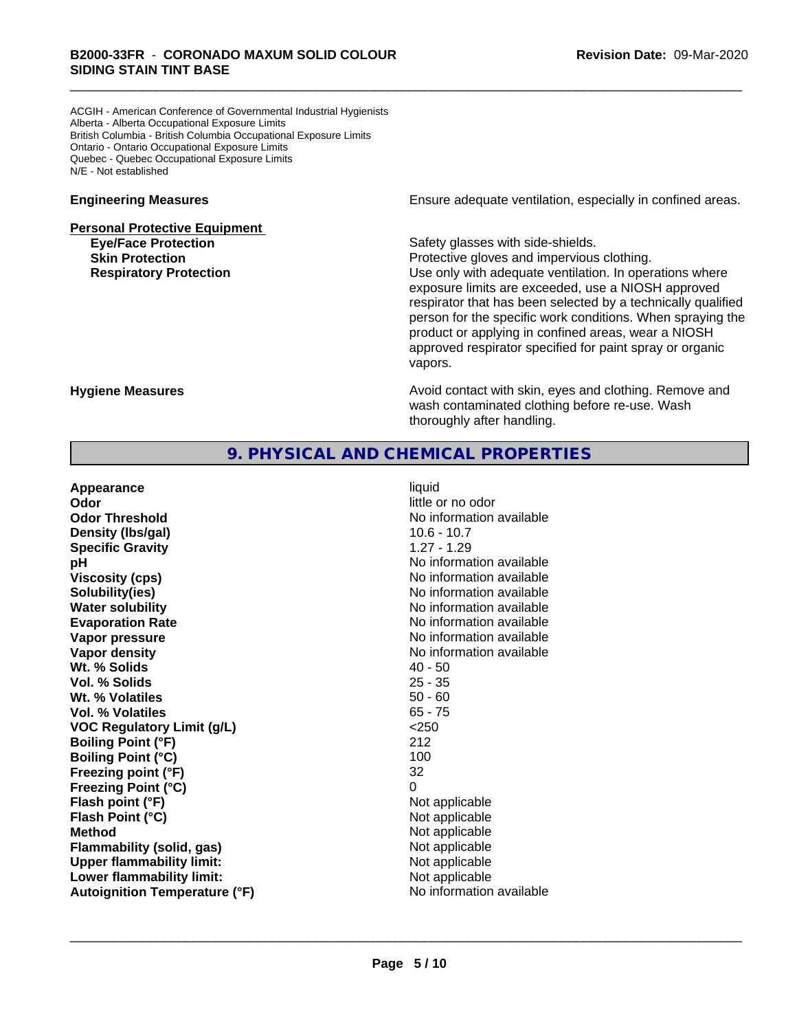ACGIH - American Conference of Governmental Industrial Hygienists
Alberta - Alberta Occupational Exposure Limits
British Columbia - British Columbia Occupational Exposure Limits
Ontario - Ontario Occupational Exposure Limits
Quebec - Quebec Occupational Exposure Limits
N/E - Not established

**Engineering Measures** Ensure adequate ventilation, especially in confined areas.

**Personal Protective Equipment**

**Eye/Face Protection** Safety glasses with side-shields.

**Skin Protection** Protective gloves and impervious clothing.

**Respiratory Protection** Use only with adequate ventilation. In operations where exposure limits are exceeded, use a NIOSH approved respirator that has been selected by a technically qualified person for the specific work conditions. When spraying the product or applying in confined areas, wear a NIOSH approved respirator specified for paint spray or organic vapors.

**Hygiene Measures** Avoid contact with skin, eyes and clothing. Remove and wash contaminated clothing before re-use. Wash thoroughly after handling.

## 9. PHYSICAL AND CHEMICAL PROPERTIES

| Property | Value |
|---|---|
| **Appearance** | liquid |
| **Odor** | little or no odor |
| **Odor Threshold** | No information available |
| **Density (lbs/gal)** | 10.6 - 10.7 |
| **Specific Gravity** | 1.27 - 1.29 |
| **pH** | No information available |
| **Viscosity (cps)** | No information available |
| **Solubility(ies)** | No information available |
| **Water solubility** | No information available |
| **Evaporation Rate** | No information available |
| **Vapor pressure** | No information available |
| **Vapor density** | No information available |
| **Wt. % Solids** | 40 - 50 |
| **Vol. % Solids** | 25 - 35 |
| **Wt. % Volatiles** | 50 - 60 |
| **Vol. % Volatiles** | 65 - 75 |
| **VOC Regulatory Limit (g/L)** | <250 |
| **Boiling Point (°F)** | 212 |
| **Boiling Point (°C)** | 100 |
| **Freezing point (°F)** | 32 |
| **Freezing Point (°C)** | 0 |
| **Flash point (°F)** | Not applicable |
| **Flash Point (°C)** | Not applicable |
| **Method** | Not applicable |
| **Flammability (solid, gas)** | Not applicable |
| **Upper flammability limit:** | Not applicable |
| **Lower flammability limit:** | Not applicable |
| **Autoignition Temperature (°F)** | No information available |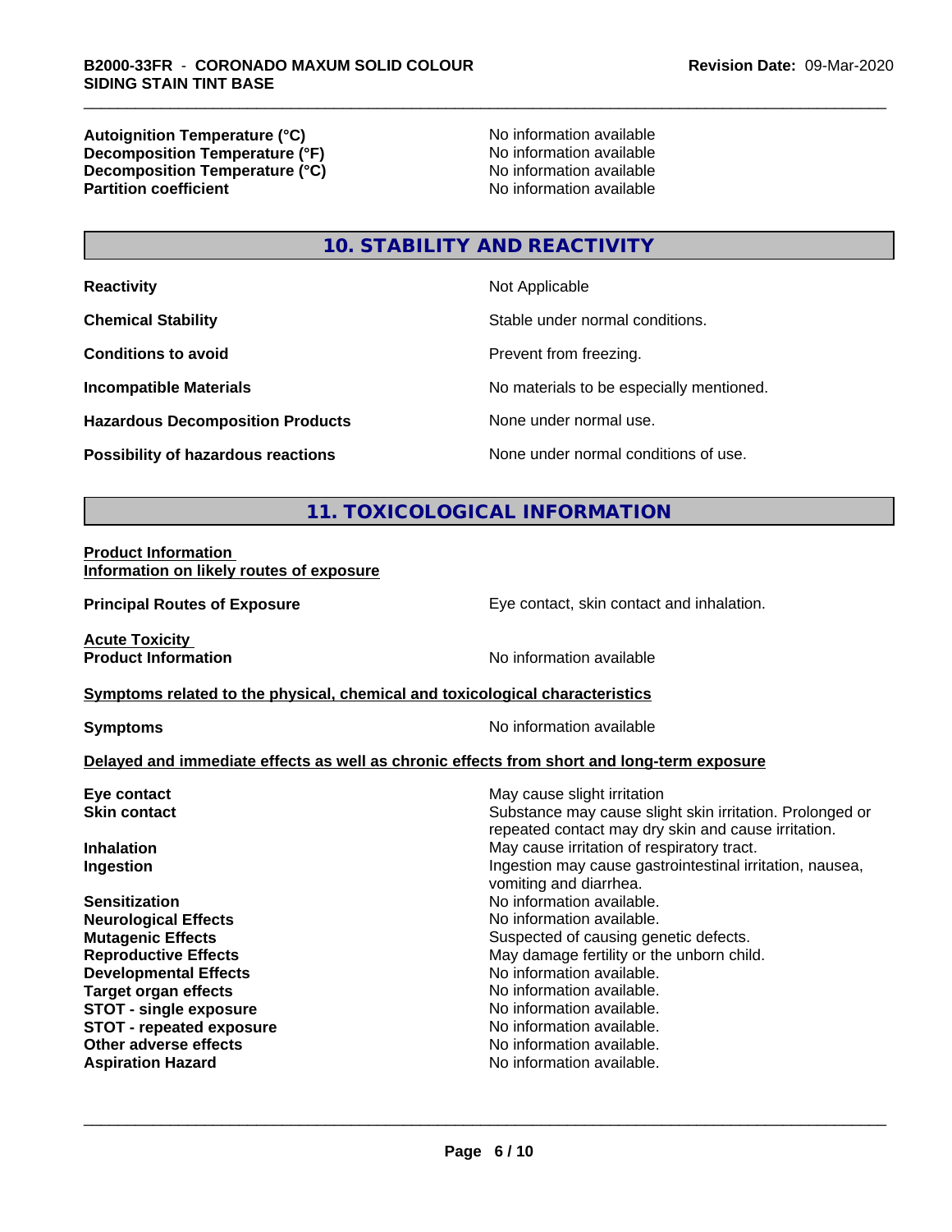| | |
|---|---|
| **Autoignition Temperature (°C)** | No information available |
| **Decomposition Temperature (°F)** | No information available |
| **Decomposition Temperature (°C)** | No information available |
| **Partition coefficient** | No information available |

## 10. STABILITY AND REACTIVITY

| | |
|---|---|
| **Reactivity** | Not Applicable |
| **Chemical Stability** | Stable under normal conditions. |
| **Conditions to avoid** | Prevent from freezing. |
| **Incompatible Materials** | No materials to be especially mentioned. |
| **Hazardous Decomposition Products** | None under normal use. |
| **Possibility of hazardous reactions** | None under normal conditions of use. |

## 11. TOXICOLOGICAL INFORMATION

**Product Information**
**Information on likely routes of exposure**

| | |
|---|---|
| **Principal Routes of Exposure** | Eye contact, skin contact and inhalation. |

**Acute Toxicity**

| | |
|---|---|
| **Product Information** | No information available |

**Symptoms related to the physical, chemical and toxicological characteristics**

| | |
|---|---|
| **Symptoms** | No information available |

**Delayed and immediate effects as well as chronic effects from short and long-term exposure**

| | |
|---|---|
| **Eye contact** | May cause slight irritation |
| **Skin contact** | Substance may cause slight skin irritation. Prolonged or repeated contact may dry skin and cause irritation. |
| **Inhalation** | May cause irritation of respiratory tract. |
| **Ingestion** | Ingestion may cause gastrointestinal irritation, nausea, vomiting and diarrhea. |
| **Sensitization** | No information available. |
| **Neurological Effects** | No information available. |
| **Mutagenic Effects** | Suspected of causing genetic defects. |
| **Reproductive Effects** | May damage fertility or the unborn child. |
| **Developmental Effects** | No information available. |
| **Target organ effects** | No information available. |
| **STOT - single exposure** | No information available. |
| **STOT - repeated exposure** | No information available. |
| **Other adverse effects** | No information available. |
| **Aspiration Hazard** | No information available. |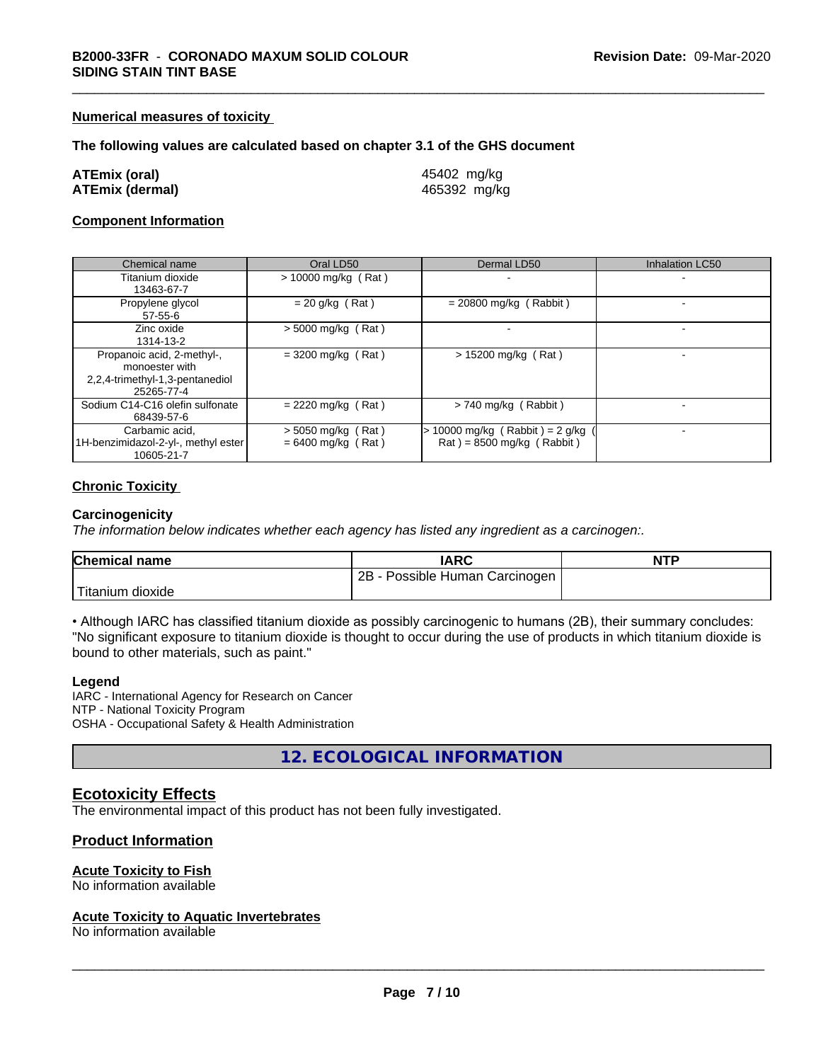#### Numerical measures of toxicity

**The following values are calculated based on chapter 3.1 of the GHS document**

| | |
|---|---|
| **ATEmix (oral)** | 45402 mg/kg |
| **ATEmix (dermal)** | 465392 mg/kg |

#### Component Information

| Chemical name | Oral LD50 | Dermal LD50 | Inhalation LC50 |
|---|---|---|---|
| Titanium dioxide 13463-67-7 | > 10000 mg/kg ( Rat ) | - | - |
| Propylene glycol 57-55-6 | = 20 g/kg ( Rat ) | = 20800 mg/kg ( Rabbit ) | - |
| Zinc oxide 1314-13-2 | > 5000 mg/kg ( Rat ) | - | - |
| Propanoic acid, 2-methyl-, monoester with 2,2,4-trimethyl-1,3-pentanediol 25265-77-4 | = 3200 mg/kg ( Rat ) | > 15200 mg/kg ( Rat ) | - |
| Sodium C14-C16 olefin sulfonate 68439-57-6 | = 2220 mg/kg ( Rat ) | > 740 mg/kg ( Rabbit ) | - |
| Carbamic acid, 1H-benzimidazol-2-yl-, methyl ester 10605-21-7 | > 5050 mg/kg ( Rat ) = 6400 mg/kg ( Rat ) | > 10000 mg/kg ( Rabbit ) = 2 g/kg ( Rat ) = 8500 mg/kg ( Rabbit ) | - |

#### Chronic Toxicity

**Carcinogenicity**

*The information below indicates whether each agency has listed any ingredient as a carcinogen:.*

| Chemical name | IARC | NTP |
|---|---|---|
| Titanium dioxide | 2B - Possible Human Carcinogen | |

• Although IARC has classified titanium dioxide as possibly carcinogenic to humans (2B), their summary concludes: "No significant exposure to titanium dioxide is thought to occur during the use of products in which titanium dioxide is bound to other materials, such as paint."

**Legend**

IARC - International Agency for Research on Cancer
NTP - National Toxicity Program
OSHA - Occupational Safety & Health Administration

## 12. ECOLOGICAL INFORMATION

### Ecotoxicity Effects

The environmental impact of this product has not been fully investigated.

### Product Information

#### Acute Toxicity to Fish

No information available

#### Acute Toxicity to Aquatic Invertebrates

No information available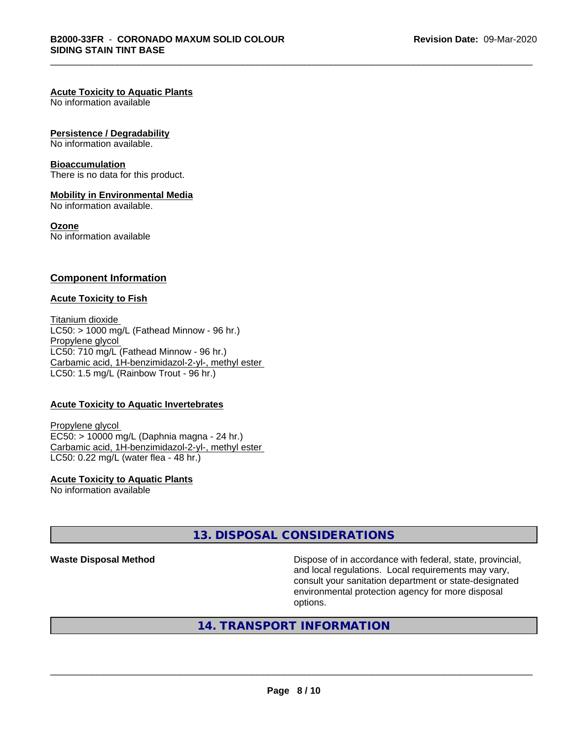**Acute Toxicity to Aquatic Plants**
No information available

**Persistence / Degradability**
No information available.

**Bioaccumulation**
There is no data for this product.

**Mobility in Environmental Media**
No information available.

**Ozone**
No information available

## Component Information

**Acute Toxicity to Fish**

Titanium dioxide
LC50: > 1000 mg/L (Fathead Minnow - 96 hr.)
Propylene glycol
LC50: 710 mg/L (Fathead Minnow - 96 hr.)
Carbamic acid, 1H-benzimidazol-2-yl-, methyl ester
LC50: 1.5 mg/L (Rainbow Trout - 96 hr.)

**Acute Toxicity to Aquatic Invertebrates**

Propylene glycol
EC50: > 10000 mg/L (Daphnia magna - 24 hr.)
Carbamic acid, 1H-benzimidazol-2-yl-, methyl ester
LC50: 0.22 mg/L (water flea - 48 hr.)

**Acute Toxicity to Aquatic Plants**
No information available

## 13. DISPOSAL CONSIDERATIONS

**Waste Disposal Method** Dispose of in accordance with federal, state, provincial, and local regulations. Local requirements may vary, consult your sanitation department or state-designated environmental protection agency for more disposal options.

## 14. TRANSPORT INFORMATION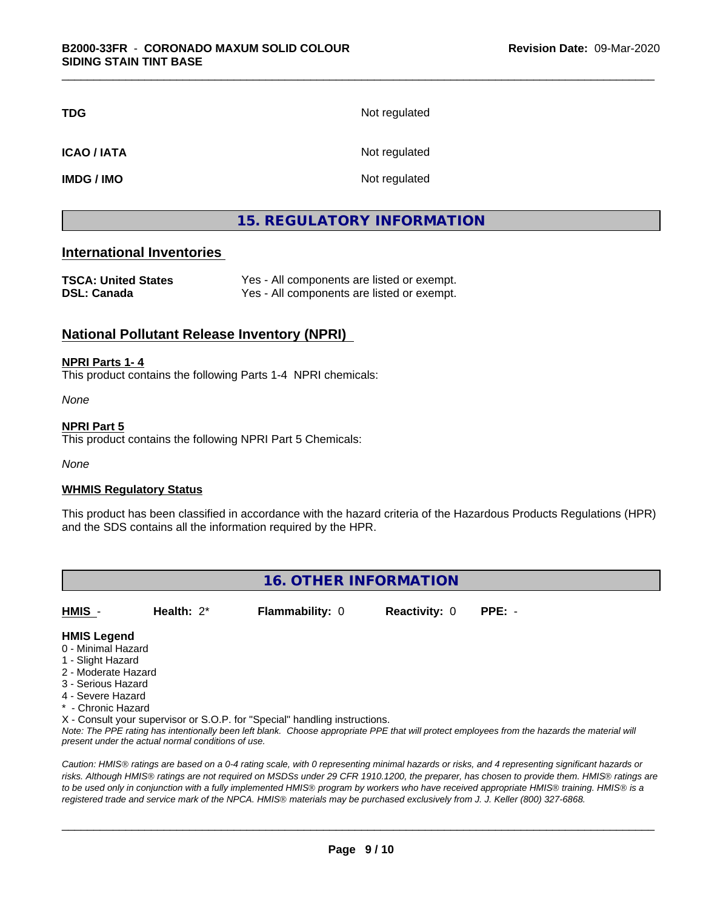| | |
|---|---|
| **TDG** | Not regulated |
| **ICAO / IATA** | Not regulated |
| **IMDG / IMO** | Not regulated |

## 15. REGULATORY INFORMATION

### International Inventories

| | |
|---|---|
| **TSCA: United States** | Yes - All components are listed or exempt. |
| **DSL: Canada** | Yes - All components are listed or exempt. |

### National Pollutant Release Inventory (NPRI)

**NPRI Parts 1- 4**

This product contains the following Parts 1-4 NPRI chemicals:

*None*

**NPRI Part 5**

This product contains the following NPRI Part 5 Chemicals:

*None*

**WHMIS Regulatory Status**

This product has been classified in accordance with the hazard criteria of the Hazardous Products Regulations (HPR) and the SDS contains all the information required by the HPR.

## 16. OTHER INFORMATION

| **HMIS** - | **Health:** 2* | **Flammability:** 0 | **Reactivity:** 0 | **PPE:** - |
|---|---|---|---|---|

**HMIS Legend**

0 - Minimal Hazard
1 - Slight Hazard
2 - Moderate Hazard
3 - Serious Hazard
4 - Severe Hazard
* - Chronic Hazard
X - Consult your supervisor or S.O.P. for "Special" handling instructions.

*Note: The PPE rating has intentionally been left blank. Choose appropriate PPE that will protect employees from the hazards the material will present under the actual normal conditions of use.*

*Caution: HMIS® ratings are based on a 0-4 rating scale, with 0 representing minimal hazards or risks, and 4 representing significant hazards or risks. Although HMIS® ratings are not required on MSDSs under 29 CFR 1910.1200, the preparer, has chosen to provide them. HMIS® ratings are to be used only in conjunction with a fully implemented HMIS® program by workers who have received appropriate HMIS® training. HMIS® is a registered trade and service mark of the NPCA. HMIS® materials may be purchased exclusively from J. J. Keller (800) 327-6868.*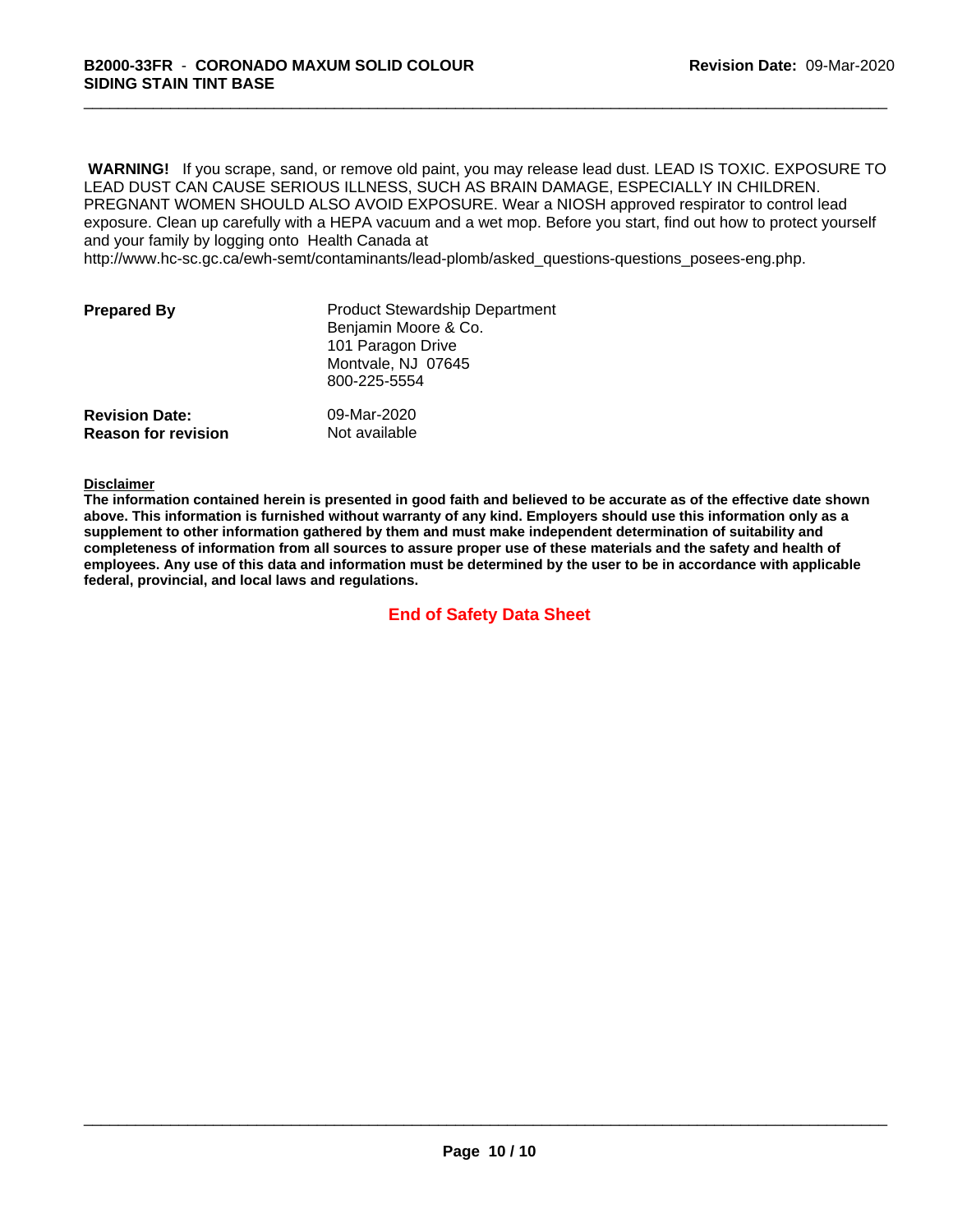**WARNING!** If you scrape, sand, or remove old paint, you may release lead dust. LEAD IS TOXIC. EXPOSURE TO LEAD DUST CAN CAUSE SERIOUS ILLNESS, SUCH AS BRAIN DAMAGE, ESPECIALLY IN CHILDREN. PREGNANT WOMEN SHOULD ALSO AVOID EXPOSURE. Wear a NIOSH approved respirator to control lead exposure. Clean up carefully with a HEPA vacuum and a wet mop. Before you start, find out how to protect yourself and your family by logging onto Health Canada at http://www.hc-sc.gc.ca/ewh-semt/contaminants/lead-plomb/asked_questions-questions_posees-eng.php.

| | |
|---|---|
| **Prepared By** | Product Stewardship Department<br>Benjamin Moore & Co.<br>101 Paragon Drive<br>Montvale, NJ 07645<br>800-225-5554 |
| **Revision Date:** | 09-Mar-2020 |
| **Reason for revision** | Not available |

**Disclaimer**

**The information contained herein is presented in good faith and believed to be accurate as of the effective date shown above. This information is furnished without warranty of any kind. Employers should use this information only as a supplement to other information gathered by them and must make independent determination of suitability and completeness of information from all sources to assure proper use of these materials and the safety and health of employees. Any use of this data and information must be determined by the user to be in accordance with applicable federal, provincial, and local laws and regulations.**

**End of Safety Data Sheet**